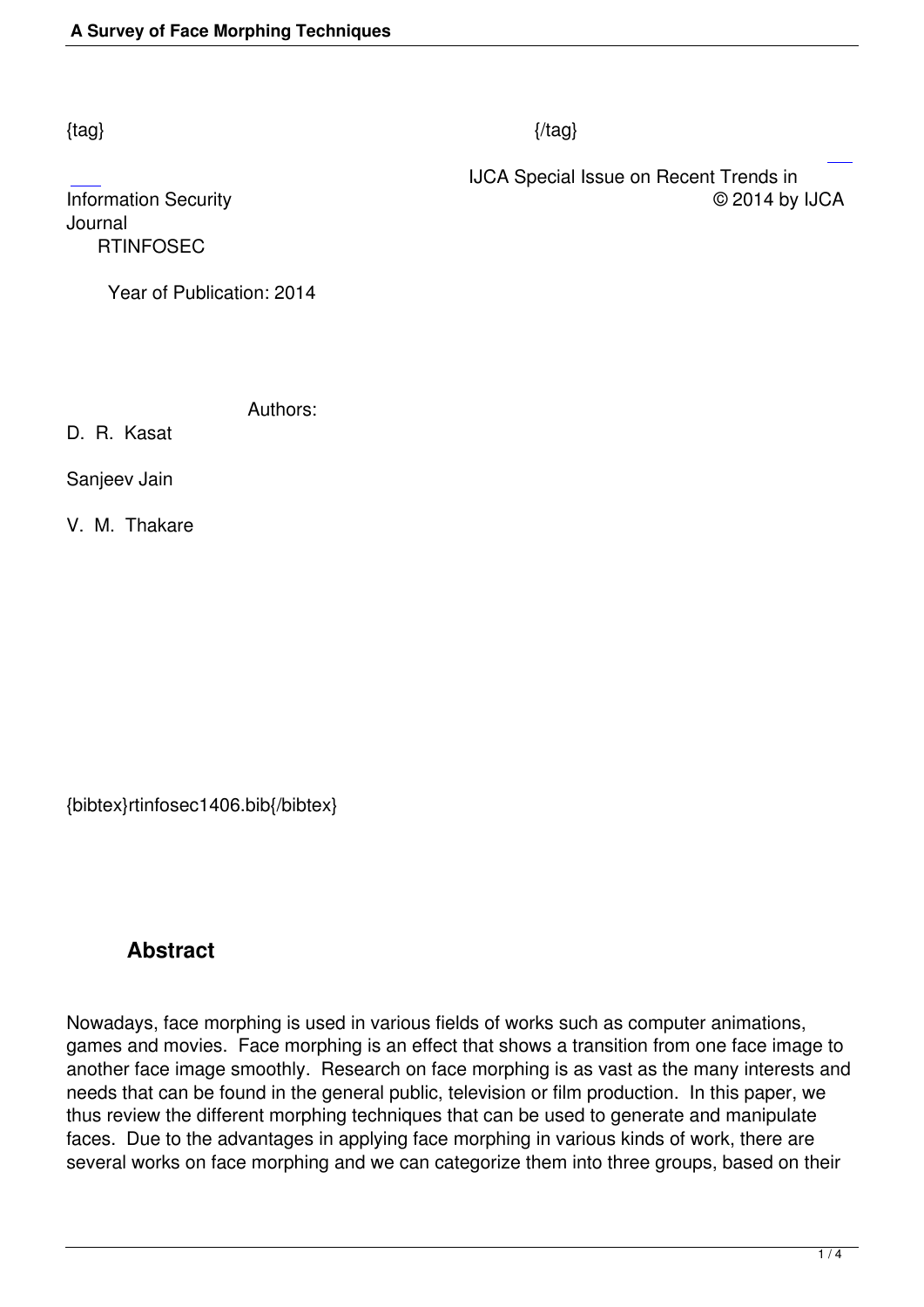{tag} {/tag}

IJCA Special Issue on Recent Trends in Information Security

© 2014 by IJCA

Journal

RTINFOSEC

Year of Publication: 2014

Authors:

D. R. Kasat

Sanjeev Jain

V. M. Thakare

{bibtex}rtinfosec1406.bib{/bibtex}

## Abstract

Nowadays, face morphing is used in various fields of works such as computer animations, games and movies. Face morphing is an effect that shows a transition from one face image to another face image smoothly. Research on face morphing is as vast as the many interests and needs that can be found in the general public, television or film production. In this paper, we thus review the different morphing techniques that can be used to generate and manipulate faces. Due to the advantages in applying face morphing in various kinds of work, there are several works on face morphing and we can categorize them into three groups, based on their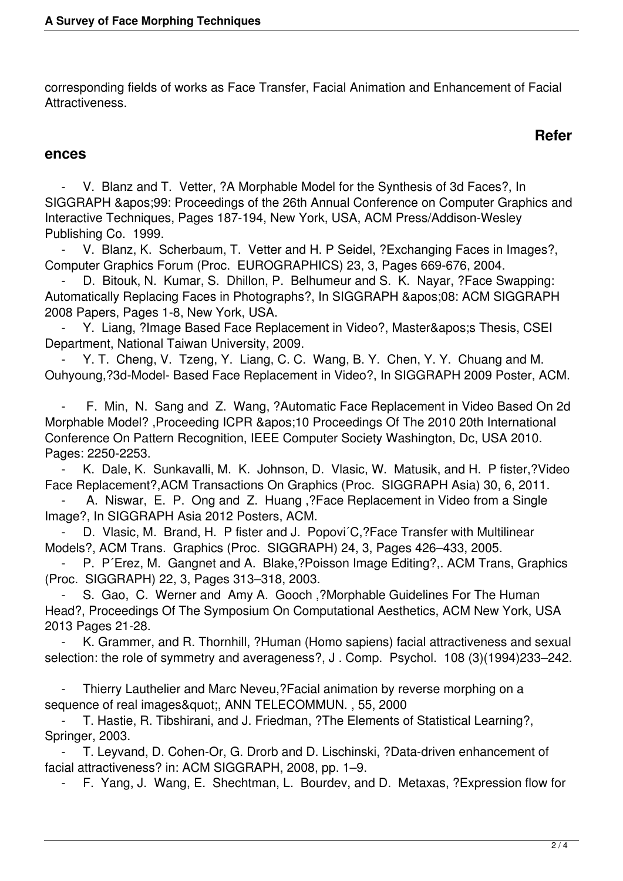corresponding fields of works as Face Transfer, Facial Animation and Enhancement of Facial Attractiveness.

## References

- V. Blanz and T. Vetter, ?A Morphable Model for the Synthesis of 3d Faces?, In SIGGRAPH &apos;99: Proceedings of the 26th Annual Conference on Computer Graphics and Interactive Techniques, Pages 187-194, New York, USA, ACM Press/Addison-Wesley Publishing Co. 1999.
- V. Blanz, K. Scherbaum, T. Vetter and H. P Seidel, ?Exchanging Faces in Images?, Computer Graphics Forum (Proc. EUROGRAPHICS) 23, 3, Pages 669-676, 2004.
- D. Bitouk, N. Kumar, S. Dhillon, P. Belhumeur and S. K. Nayar, ?Face Swapping: Automatically Replacing Faces in Photographs?, In SIGGRAPH &apos;08: ACM SIGGRAPH 2008 Papers, Pages 1-8, New York, USA.
- Y. Liang, ?Image Based Face Replacement in Video?, Master&apos;s Thesis, CSEI Department, National Taiwan University, 2009.
- Y. T. Cheng, V. Tzeng, Y. Liang, C. C. Wang, B. Y. Chen, Y. Y. Chuang and M. Ouhyoung,?3d-Model- Based Face Replacement in Video?, In SIGGRAPH 2009 Poster, ACM.
- F. Min, N. Sang and Z. Wang, ?Automatic Face Replacement in Video Based On 2d Morphable Model? ,Proceeding ICPR &apos;10 Proceedings Of The 2010 20th International Conference On Pattern Recognition, IEEE Computer Society Washington, Dc, USA 2010. Pages: 2250-2253.
- K. Dale, K. Sunkavalli, M. K. Johnson, D. Vlasic, W. Matusik, and H. P fister,?Video Face Replacement?,ACM Transactions On Graphics (Proc. SIGGRAPH Asia) 30, 6, 2011.
- A. Niswar, E. P. Ong and Z. Huang ,?Face Replacement in Video from a Single Image?, In SIGGRAPH Asia 2012 Posters, ACM.
- D. Vlasic, M. Brand, H. P fister and J. Popovi´C,?Face Transfer with Multilinear Models?, ACM Trans. Graphics (Proc. SIGGRAPH) 24, 3, Pages 426–433, 2005.
- P. P´Erez, M. Gangnet and A. Blake,?Poisson Image Editing?,. ACM Trans, Graphics (Proc. SIGGRAPH) 22, 3, Pages 313–318, 2003.
- S. Gao, C. Werner and Amy A. Gooch ,?Morphable Guidelines For The Human Head?, Proceedings Of The Symposium On Computational Aesthetics, ACM New York, USA 2013 Pages 21-28.
- K. Grammer, and R. Thornhill, ?Human (Homo sapiens) facial attractiveness and sexual selection: the role of symmetry and averageness?, J . Comp. Psychol. 108 (3)(1994)233–242.
- Thierry Lauthelier and Marc Neveu,?Facial animation by reverse morphing on a sequence of real images&quot;, ANN TELECOMMUN. , 55, 2000
- T. Hastie, R. Tibshirani, and J. Friedman, ?The Elements of Statistical Learning?, Springer, 2003.
- T. Leyvand, D. Cohen-Or, G. Drorb and D. Lischinski, ?Data-driven enhancement of facial attractiveness? in: ACM SIGGRAPH, 2008, pp. 1–9.
- F. Yang, J. Wang, E. Shechtman, L. Bourdev, and D. Metaxas, ?Expression flow for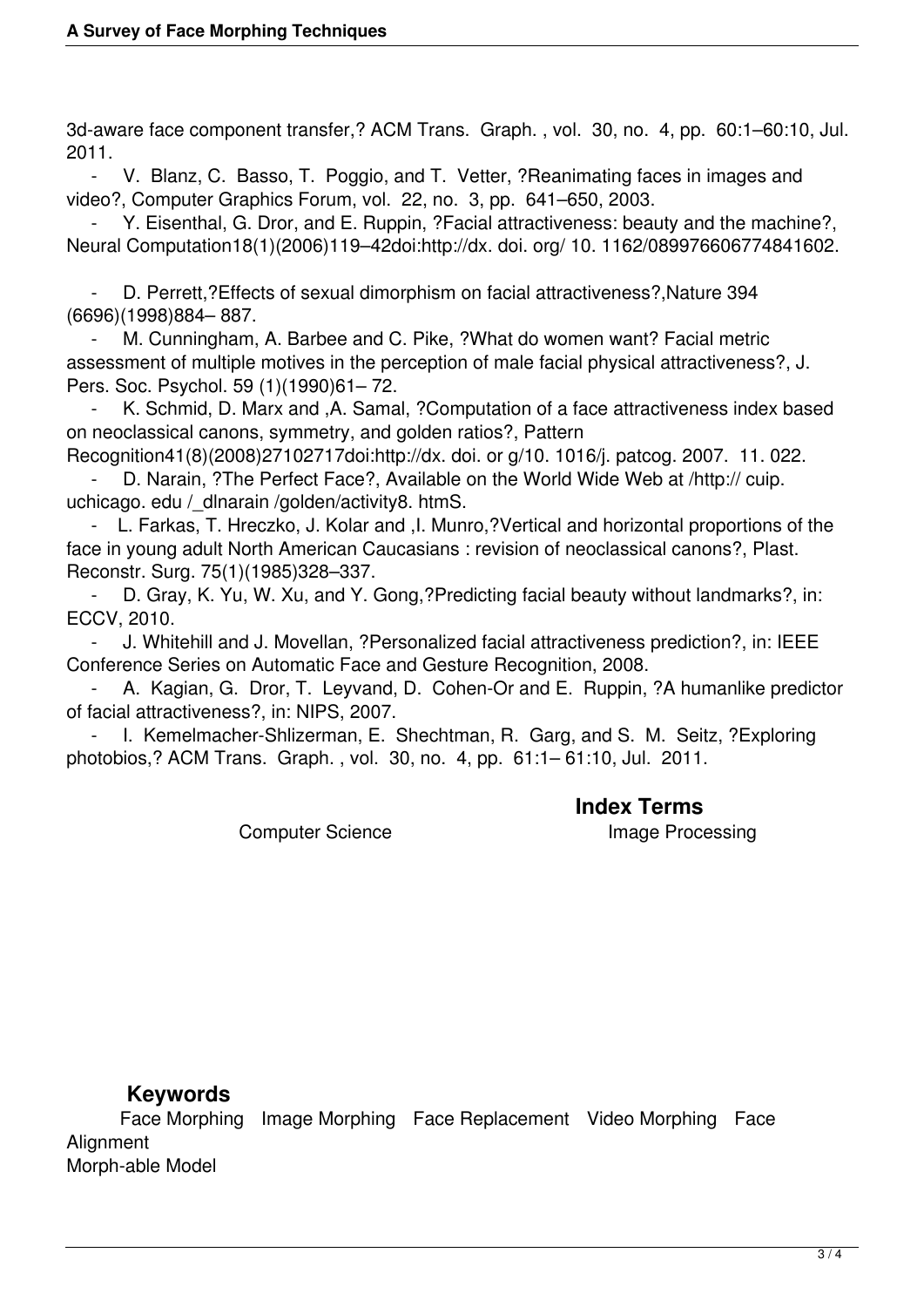3d-aware face component transfer,? ACM Trans. Graph. , vol. 30, no. 4, pp. 60:1–60:10, Jul. 2011.

- V. Blanz, C. Basso, T. Poggio, and T. Vetter, ?Reanimating faces in images and video?, Computer Graphics Forum, vol. 22, no. 3, pp. 641–650, 2003.
- Y. Eisenthal, G. Dror, and E. Ruppin, ?Facial attractiveness: beauty and the machine?, Neural Computation18(1)(2006)119–42doi:http://dx. doi. org/ 10. 1162/089976606774841602.
- D. Perrett,?Effects of sexual dimorphism on facial attractiveness?,Nature 394 (6696)(1998)884– 887.
- M. Cunningham, A. Barbee and C. Pike, ?What do women want? Facial metric assessment of multiple motives in the perception of male facial physical attractiveness?, J. Pers. Soc. Psychol. 59 (1)(1990)61– 72.
- K. Schmid, D. Marx and ,A. Samal, ?Computation of a face attractiveness index based on neoclassical canons, symmetry, and golden ratios?, Pattern Recognition41(8)(2008)27102717doi:http://dx. doi. or g/10. 1016/j. patcog. 2007. 11. 022.
- D. Narain, ?The Perfect Face?, Available on the World Wide Web at /http:// cuip. uchicago. edu /_dlnarain /golden/activity8. htmS.
- L. Farkas, T. Hreczko, J. Kolar and ,I. Munro,?Vertical and horizontal proportions of the face in young adult North American Caucasians : revision of neoclassical canons?, Plast. Reconstr. Surg. 75(1)(1985)328–337.
- D. Gray, K. Yu, W. Xu, and Y. Gong,?Predicting facial beauty without landmarks?, in: ECCV, 2010.
- J. Whitehill and J. Movellan, ?Personalized facial attractiveness prediction?, in: IEEE Conference Series on Automatic Face and Gesture Recognition, 2008.
- A. Kagian, G. Dror, T. Leyvand, D. Cohen-Or and E. Ruppin, ?A humanlike predictor of facial attractiveness?, in: NIPS, 2007.
- I. Kemelmacher-Shlizerman, E. Shechtman, R. Garg, and S. M. Seitz, ?Exploring photobios,? ACM Trans. Graph. , vol. 30, no. 4, pp. 61:1– 61:10, Jul. 2011.

## Index Terms

Computer Science Image Processing

## Keywords

Face Morphing Image Morphing Face Replacement Video Morphing Face Alignment
Morph-able Model